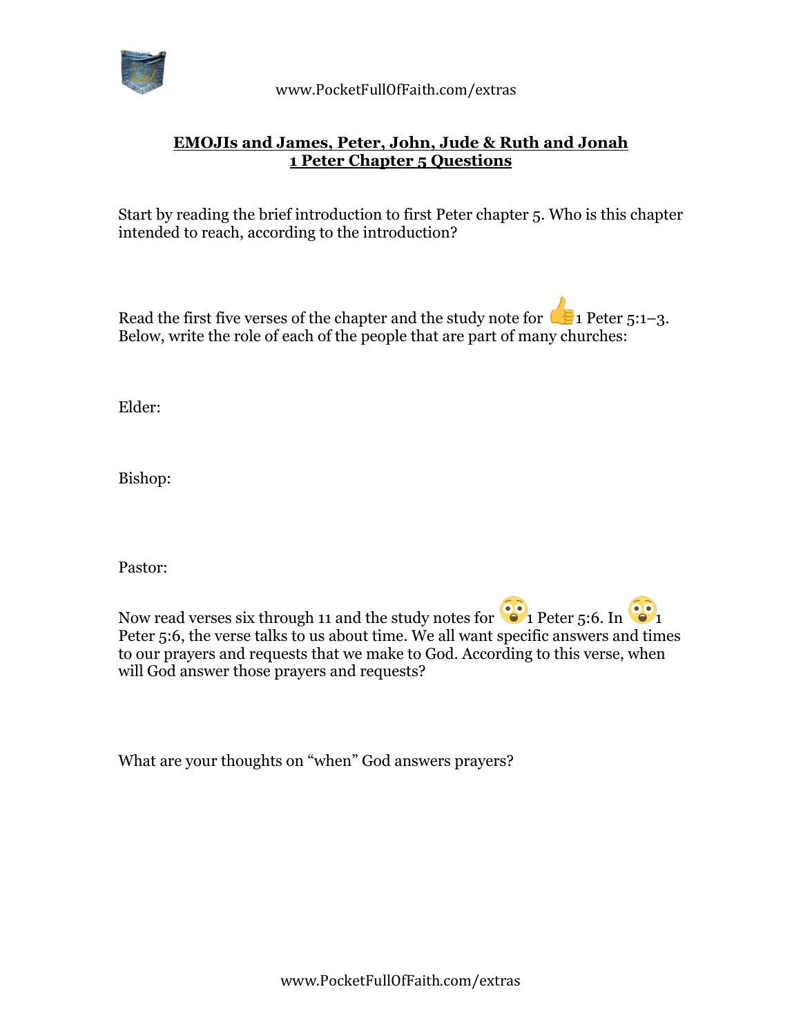**EMOJIs and James, Peter, John, Jude & Ruth and Jonah**
**1 Peter Chapter 5 Questions**

Start by reading the brief introduction to first Peter chapter 5. Who is this chapter intended to reach, according to the introduction?

Read the first five verses of the chapter and the study note for 👍1 Peter 5:1–3. Below, write the role of each of the people that are part of many churches:

Elder:

Bishop:

Pastor:

Now read verses six through 11 and the study notes for 😲1 Peter 5:6. In 😲1 Peter 5:6, the verse talks to us about time. We all want specific answers and times to our prayers and requests that we make to God. According to this verse, when will God answer those prayers and requests?

What are your thoughts on "when" God answers prayers?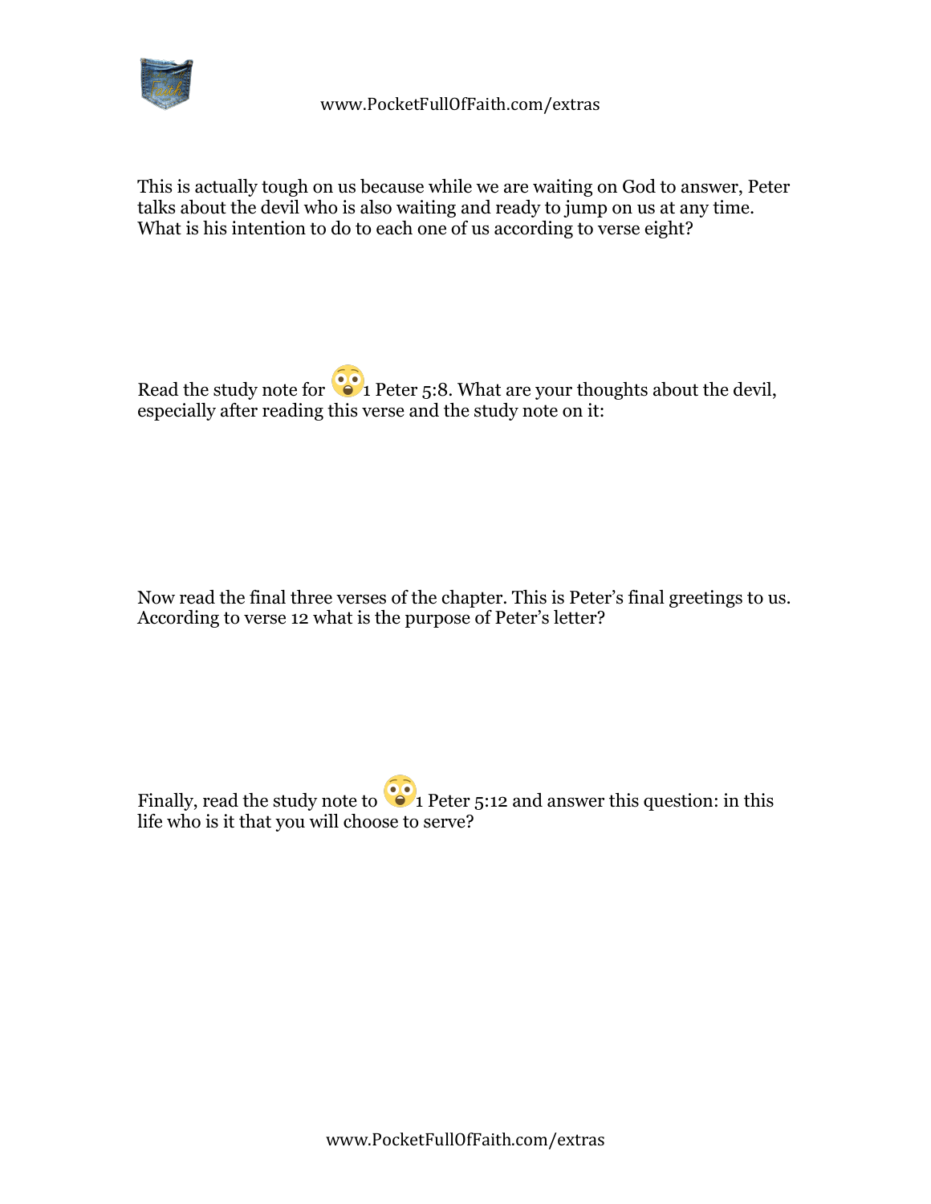This is actually tough on us because while we are waiting on God to answer, Peter talks about the devil who is also waiting and ready to jump on us at any time. What is his intention to do to each one of us according to verse eight?

Read the study note for 😳1 Peter 5:8. What are your thoughts about the devil, especially after reading this verse and the study note on it:

Now read the final three verses of the chapter. This is Peter's final greetings to us. According to verse 12 what is the purpose of Peter's letter?

Finally, read the study note to 😳1 Peter 5:12 and answer this question: in this life who is it that you will choose to serve?